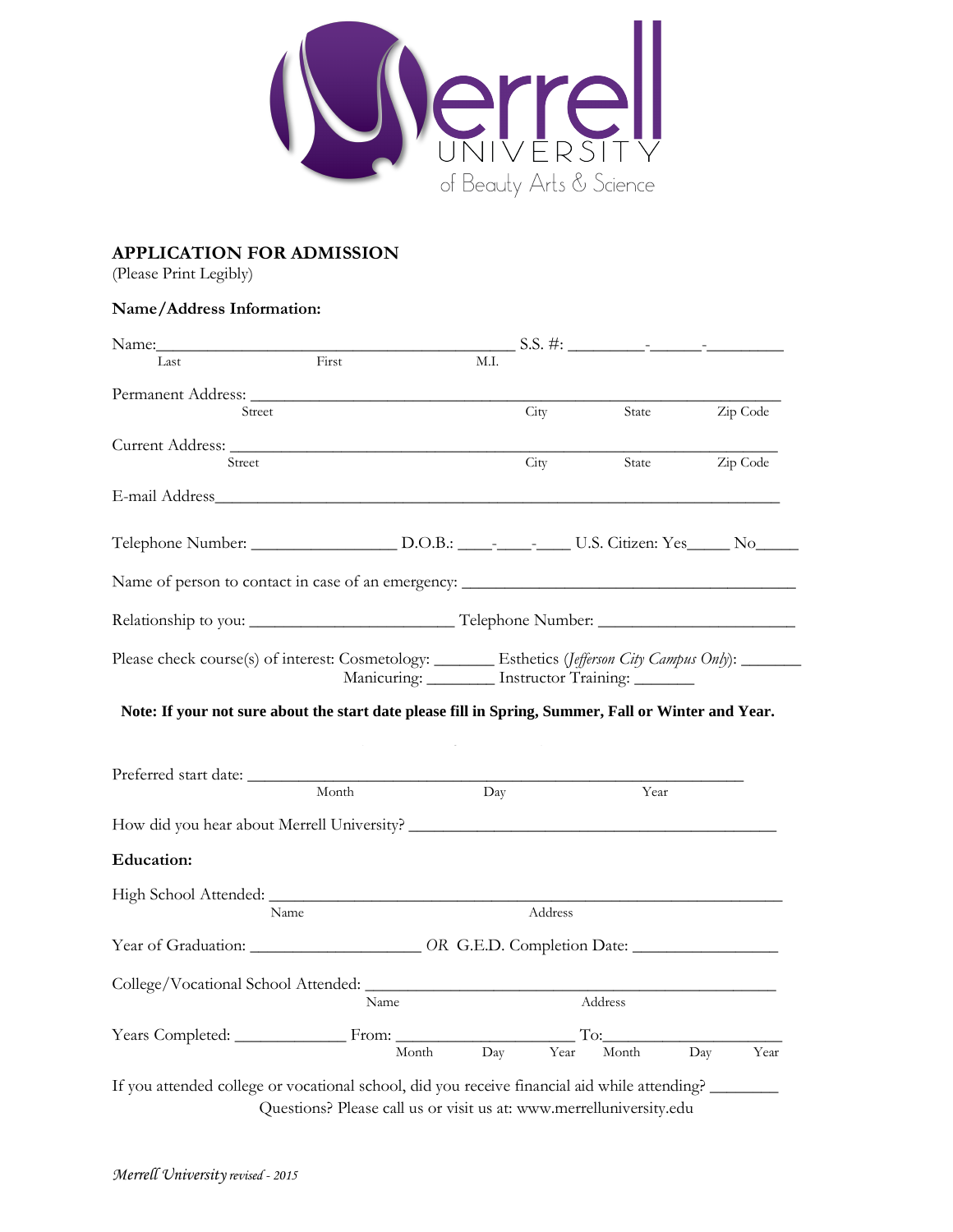Merrell UNIVERSITY of Beauty Arts & Science

## APPLICATION FOR ADMISSION

(Please Print Legibly)

**Name/Address Information:**

Name:__________________________________________ S.S. #: _________-______-_________
Last First M.I.

Permanent Address: ________________________________________________________________
Street City State Zip Code

Current Address: __________________________________________________________________
Street City State Zip Code

E-mail Address_____________________________________________________________________

Telephone Number: _________________ D.O.B.: ____-____-____ U.S. Citizen: Yes_____ No_____

Name of person to contact in case of an emergency: _______________________________________

Relationship to you: ________________________ Telephone Number: _______________________

Please check course(s) of interest: Cosmetology: _______ Esthetics (*Jefferson City Campus Only*): _______
Manicuring: ________ Instructor Training: _______

**Note: If your not sure about the start date please fill in Spring, Summer, Fall or Winter and Year.**

Preferred start date: ____________________________________________________________
Month Day Year

How did you hear about Merrell University? ____________________________________________

**Education:**

High School Attended: _____________________________________________________________
Name Address

Year of Graduation: ____________________ *OR* G.E.D. Completion Date: _________________

College/Vocational School Attended: _________________________________________________
Name Address

Years Completed: _____________ From: _____________________ To:____________________
Month Day Year Month Day Year

If you attended college or vocational school, did you receive financial aid while attending? ________

Questions? Please call us or visit us at: www.merrelluniversity.edu

*Merrell University revised - 2015*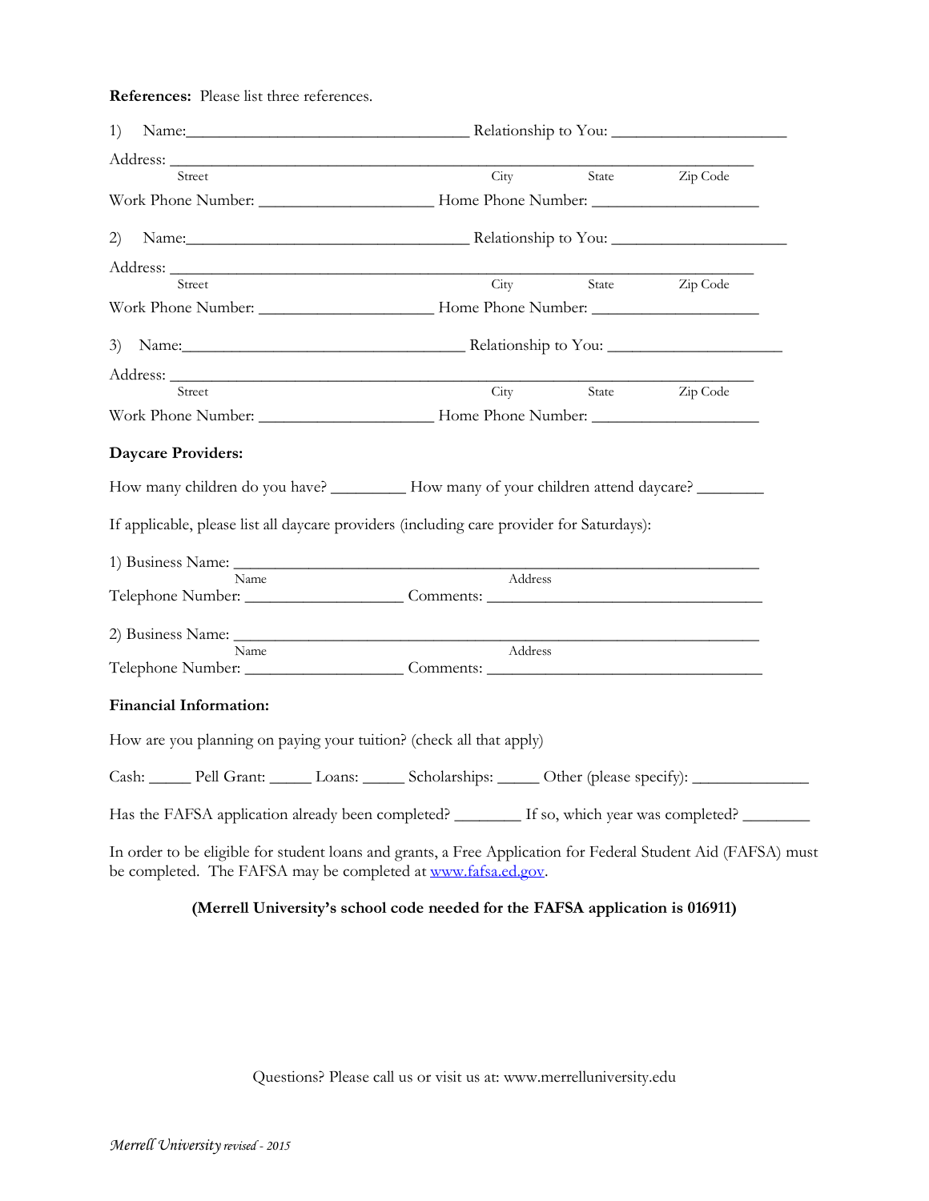**References:** Please list three references.

1) Name:___________________________________ Relationship to You: _____________________

Address: ________________________________________________________________________
Street City State Zip Code

Work Phone Number: _____________________ Home Phone Number: ____________________

2) Name:___________________________________ Relationship to You: _____________________

Address: ________________________________________________________________________
Street City State Zip Code

Work Phone Number: _____________________ Home Phone Number: ____________________

3) Name:___________________________________ Relationship to You: _____________________

Address: ________________________________________________________________________
Street City State Zip Code

Work Phone Number: _____________________ Home Phone Number: ____________________

**Daycare Providers:**

How many children do you have? _________ How many of your children attend daycare? ________

If applicable, please list all daycare providers (including care provider for Saturdays):

1) Business Name: _____________________________________________________________
Name Address
Telephone Number: ___________________ Comments: _________________________________

2) Business Name: _____________________________________________________________
Name Address
Telephone Number: ___________________ Comments: _________________________________

**Financial Information:**

How are you planning on paying your tuition? (check all that apply)

Cash: _____ Pell Grant: _____ Loans: _____ Scholarships: _____ Other (please specify): ______________

Has the FAFSA application already been completed? ________ If so, which year was completed? ________

In order to be eligible for student loans and grants, a Free Application for Federal Student Aid (FAFSA) must be completed. The FAFSA may be completed at www.fafsa.ed.gov.

**(Merrell University's school code needed for the FAFSA application is 016911)**

Questions? Please call us or visit us at: www.merrelluniversity.edu

*Merrell University revised - 2015*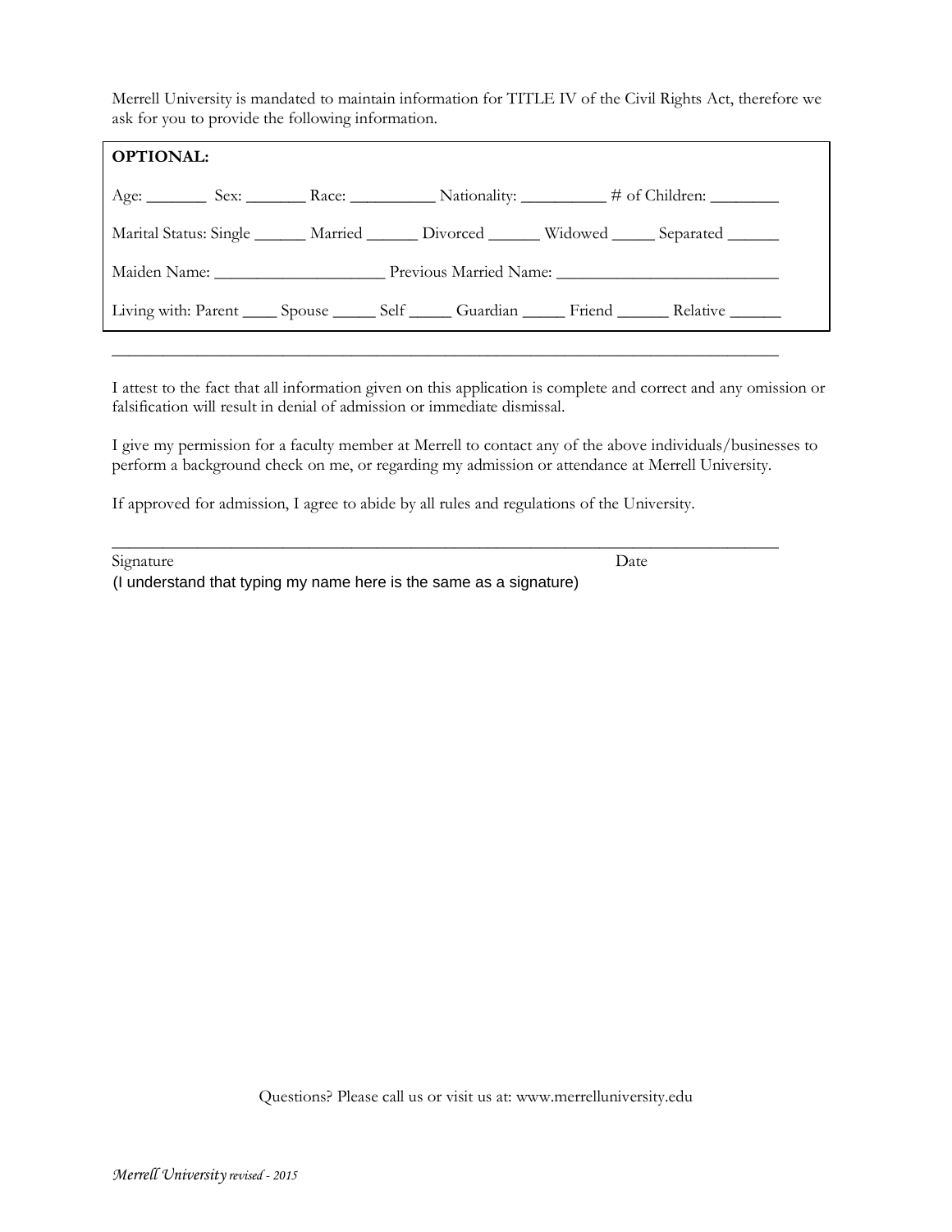Merrell University is mandated to maintain information for TITLE IV of the Civil Rights Act, therefore we ask for you to provide the following information.

**OPTIONAL:**

Age: _______ Sex: _______ Race: __________ Nationality: __________ # of Children: ________

Marital Status: Single ______ Married ______ Divorced ______ Widowed _____ Separated ______

Maiden Name: ____________________ Previous Married Name: __________________________

Living with: Parent ____ Spouse _____ Self _____ Guardian _____ Friend ______ Relative ______

___________________________________________________________________________________

I attest to the fact that all information given on this application is complete and correct and any omission or falsification will result in denial of admission or immediate dismissal.

I give my permission for a faculty member at Merrell to contact any of the above individuals/businesses to perform a background check on me, or regarding my admission or attendance at Merrell University.

If approved for admission, I agree to abide by all rules and regulations of the University.

___________________________________________________________________________________

Signature Date

(I understand that typing my name here is the same as a signature)

Questions? Please call us or visit us at: www.merrelluniversity.edu

*Merrell University revised - 2015*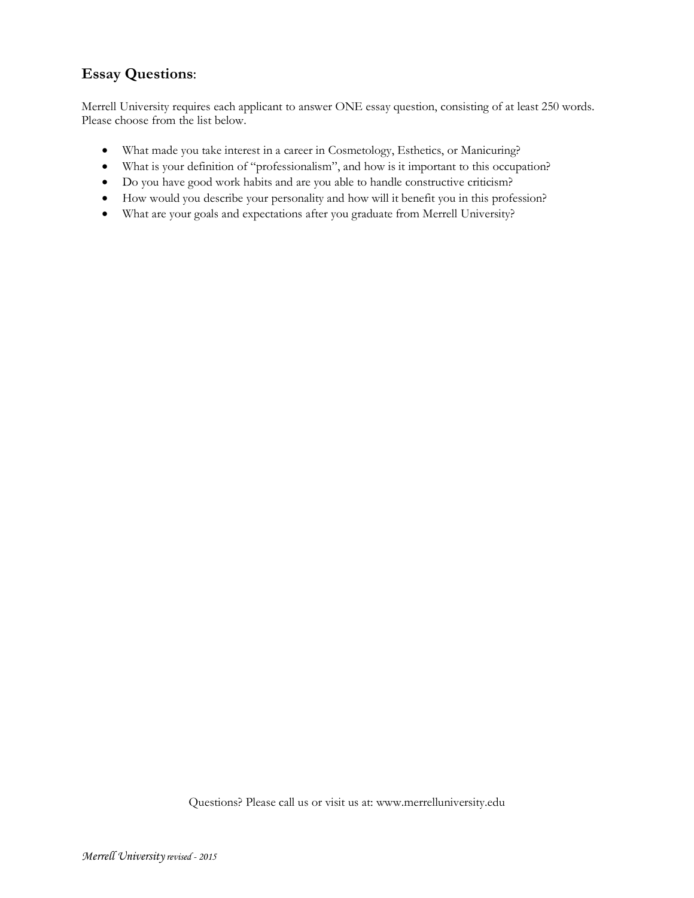## Essay Questions:

Merrell University requires each applicant to answer ONE essay question, consisting of at least 250 words. Please choose from the list below.

- What made you take interest in a career in Cosmetology, Esthetics, or Manicuring?
- What is your definition of "professionalism", and how is it important to this occupation?
- Do you have good work habits and are you able to handle constructive criticism?
- How would you describe your personality and how will it benefit you in this profession?
- What are your goals and expectations after you graduate from Merrell University?

Questions? Please call us or visit us at: www.merrelluniversity.edu